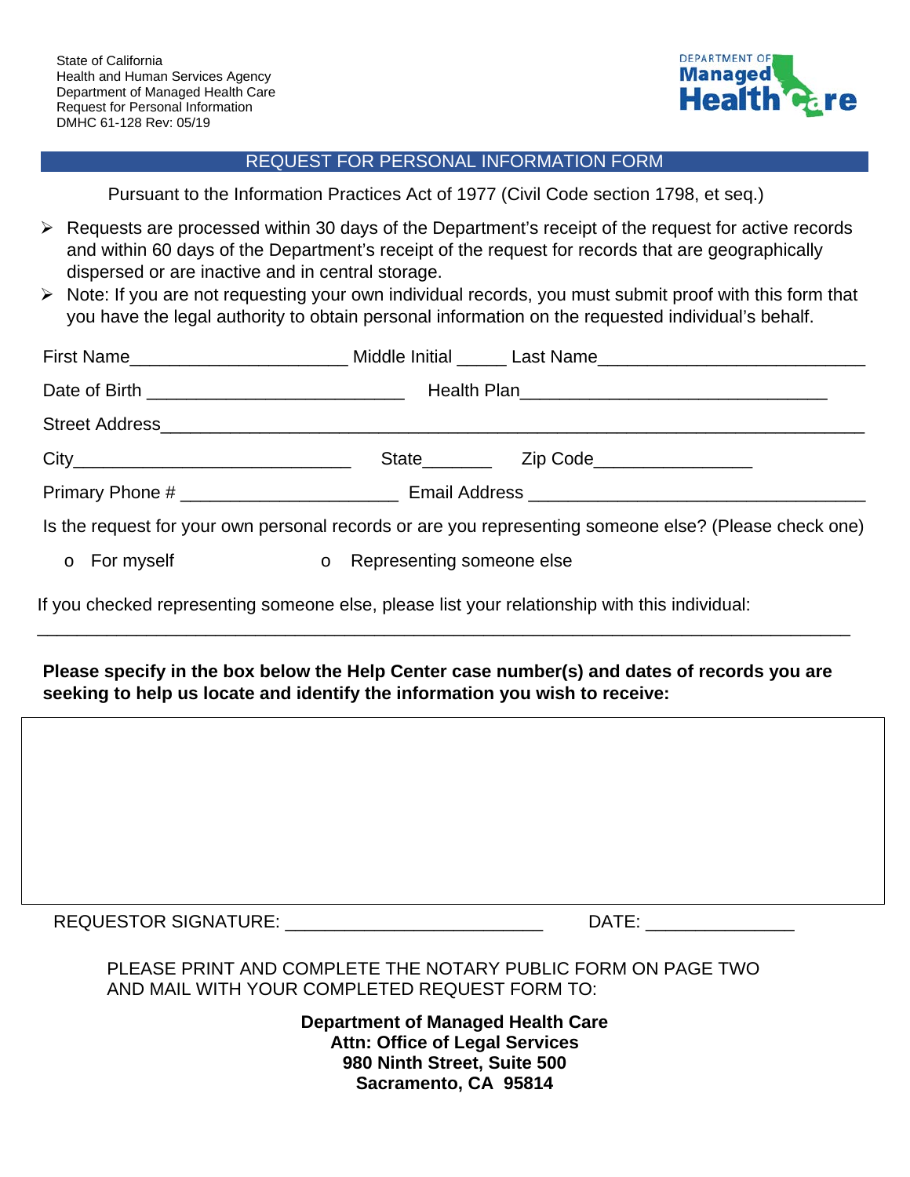State of California
Health and Human Services Agency
Department of Managed Health Care
Request for Personal Information
DMHC 61-128 Rev: 05/19

DEPARTMENT OF Managed Health Care

## REQUEST FOR PERSONAL INFORMATION FORM

Pursuant to the Information Practices Act of 1977 (Civil Code section 1798, et seq.)

- Requests are processed within 30 days of the Department's receipt of the request for active records and within 60 days of the Department's receipt of the request for records that are geographically dispersed or are inactive and in central storage.
- Note: If you are not requesting your own individual records, you must submit proof with this form that you have the legal authority to obtain personal information on the requested individual's behalf.

First Name______________________ Middle Initial _____ Last Name___________________________

Date of Birth __________________________ Health Plan_______________________________

Street Address___________________________________________________________________________

City____________________________ State_______ Zip Code________________

Primary Phone # ______________________ Email Address __________________________________

Is the request for your own personal records or are you representing someone else? (Please check one)

- o For myself
- o Representing someone else

If you checked representing someone else, please list your relationship with this individual:

_______________________________________________________________________________

**Please specify in the box below the Help Center case number(s) and dates of records you are seeking to help us locate and identify the information you wish to receive:**

| |
|---|
| |

REQUESTOR SIGNATURE: __________________________ DATE: _______________

PLEASE PRINT AND COMPLETE THE NOTARY PUBLIC FORM ON PAGE TWO AND MAIL WITH YOUR COMPLETED REQUEST FORM TO:

**Department of Managed Health Care**
**Attn: Office of Legal Services**
**980 Ninth Street, Suite 500**
**Sacramento, CA 95814**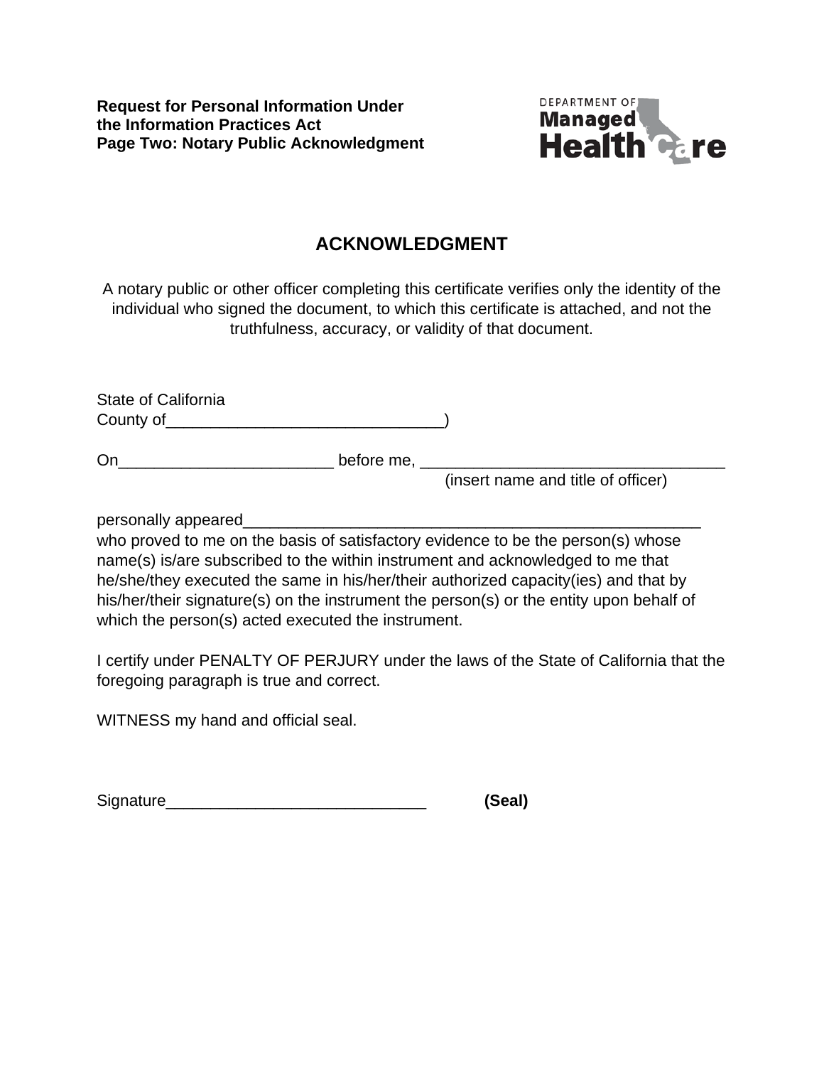**Request for Personal Information Under the Information Practices Act**
**Page Two: Notary Public Acknowledgment**

DEPARTMENT OF Managed Health Care

## ACKNOWLEDGMENT

A notary public or other officer completing this certificate verifies only the identity of the individual who signed the document, to which this certificate is attached, and not the truthfulness, accuracy, or validity of that document.

State of California
County of_______________________________)

On________________________ before me, __________________________________
(insert name and title of officer)

personally appeared____________________________________________________
who proved to me on the basis of satisfactory evidence to be the person(s) whose name(s) is/are subscribed to the within instrument and acknowledged to me that he/she/they executed the same in his/her/their authorized capacity(ies) and that by his/her/their signature(s) on the instrument the person(s) or the entity upon behalf of which the person(s) acted executed the instrument.

I certify under PENALTY OF PERJURY under the laws of the State of California that the foregoing paragraph is true and correct.

WITNESS my hand and official seal.

Signature_____________________________ **(Seal)**